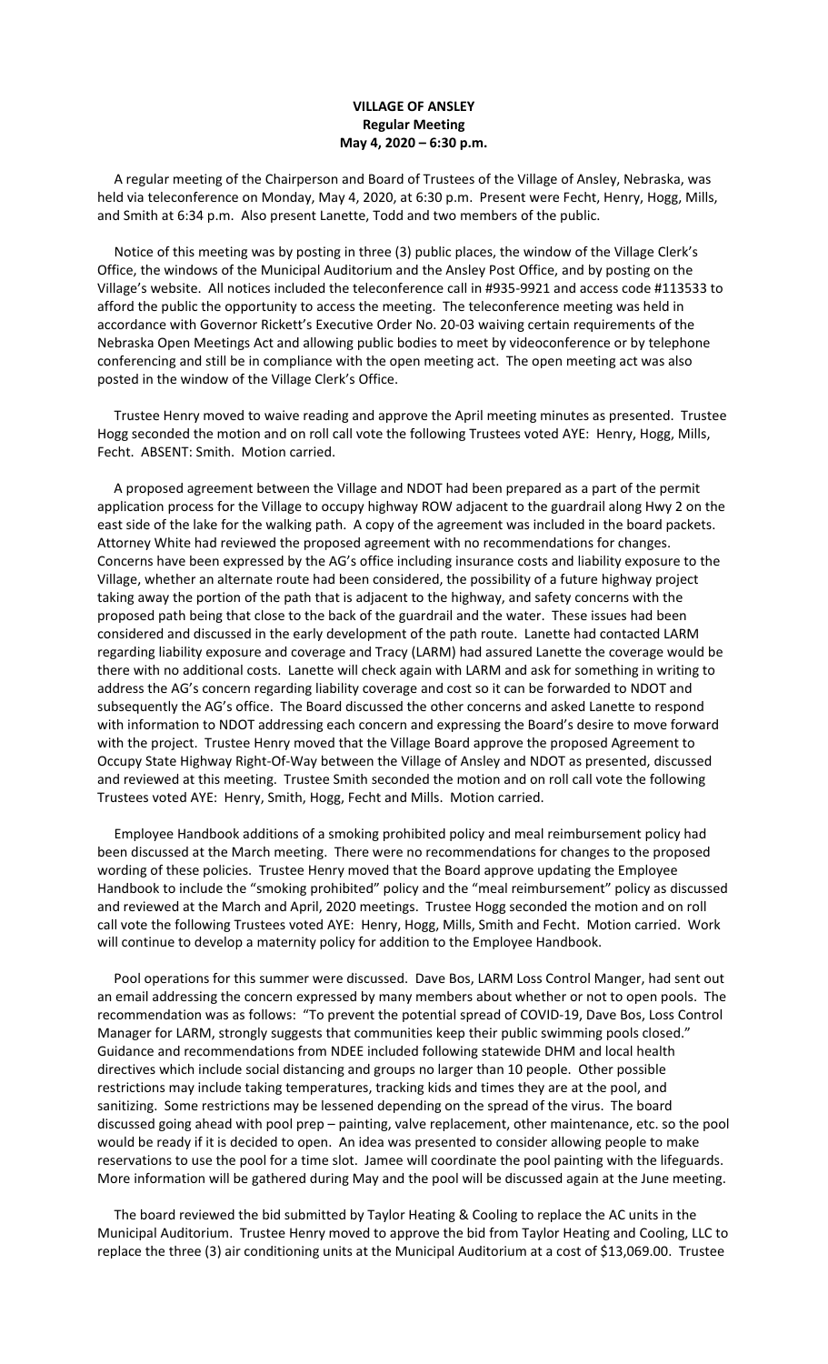**VILLAGE OF ANSLEY**
**Regular Meeting**
**May 4, 2020 – 6:30 p.m.**

A regular meeting of the Chairperson and Board of Trustees of the Village of Ansley, Nebraska, was held via teleconference on Monday, May 4, 2020, at 6:30 p.m. Present were Fecht, Henry, Hogg, Mills, and Smith at 6:34 p.m. Also present Lanette, Todd and two members of the public.

Notice of this meeting was by posting in three (3) public places, the window of the Village Clerk's Office, the windows of the Municipal Auditorium and the Ansley Post Office, and by posting on the Village's website. All notices included the teleconference call in #935-9921 and access code #113533 to afford the public the opportunity to access the meeting. The teleconference meeting was held in accordance with Governor Rickett's Executive Order No. 20-03 waiving certain requirements of the Nebraska Open Meetings Act and allowing public bodies to meet by videoconference or by telephone conferencing and still be in compliance with the open meeting act. The open meeting act was also posted in the window of the Village Clerk's Office.

Trustee Henry moved to waive reading and approve the April meeting minutes as presented. Trustee Hogg seconded the motion and on roll call vote the following Trustees voted AYE: Henry, Hogg, Mills, Fecht. ABSENT: Smith. Motion carried.

A proposed agreement between the Village and NDOT had been prepared as a part of the permit application process for the Village to occupy highway ROW adjacent to the guardrail along Hwy 2 on the east side of the lake for the walking path. A copy of the agreement was included in the board packets. Attorney White had reviewed the proposed agreement with no recommendations for changes. Concerns have been expressed by the AG's office including insurance costs and liability exposure to the Village, whether an alternate route had been considered, the possibility of a future highway project taking away the portion of the path that is adjacent to the highway, and safety concerns with the proposed path being that close to the back of the guardrail and the water. These issues had been considered and discussed in the early development of the path route. Lanette had contacted LARM regarding liability exposure and coverage and Tracy (LARM) had assured Lanette the coverage would be there with no additional costs. Lanette will check again with LARM and ask for something in writing to address the AG's concern regarding liability coverage and cost so it can be forwarded to NDOT and subsequently the AG's office. The Board discussed the other concerns and asked Lanette to respond with information to NDOT addressing each concern and expressing the Board's desire to move forward with the project. Trustee Henry moved that the Village Board approve the proposed Agreement to Occupy State Highway Right-Of-Way between the Village of Ansley and NDOT as presented, discussed and reviewed at this meeting. Trustee Smith seconded the motion and on roll call vote the following Trustees voted AYE: Henry, Smith, Hogg, Fecht and Mills. Motion carried.

Employee Handbook additions of a smoking prohibited policy and meal reimbursement policy had been discussed at the March meeting. There were no recommendations for changes to the proposed wording of these policies. Trustee Henry moved that the Board approve updating the Employee Handbook to include the "smoking prohibited" policy and the "meal reimbursement" policy as discussed and reviewed at the March and April, 2020 meetings. Trustee Hogg seconded the motion and on roll call vote the following Trustees voted AYE: Henry, Hogg, Mills, Smith and Fecht. Motion carried. Work will continue to develop a maternity policy for addition to the Employee Handbook.

Pool operations for this summer were discussed. Dave Bos, LARM Loss Control Manger, had sent out an email addressing the concern expressed by many members about whether or not to open pools. The recommendation was as follows: "To prevent the potential spread of COVID-19, Dave Bos, Loss Control Manager for LARM, strongly suggests that communities keep their public swimming pools closed." Guidance and recommendations from NDEE included following statewide DHM and local health directives which include social distancing and groups no larger than 10 people. Other possible restrictions may include taking temperatures, tracking kids and times they are at the pool, and sanitizing. Some restrictions may be lessened depending on the spread of the virus. The board discussed going ahead with pool prep – painting, valve replacement, other maintenance, etc. so the pool would be ready if it is decided to open. An idea was presented to consider allowing people to make reservations to use the pool for a time slot. Jamee will coordinate the pool painting with the lifeguards. More information will be gathered during May and the pool will be discussed again at the June meeting.

The board reviewed the bid submitted by Taylor Heating & Cooling to replace the AC units in the Municipal Auditorium. Trustee Henry moved to approve the bid from Taylor Heating and Cooling, LLC to replace the three (3) air conditioning units at the Municipal Auditorium at a cost of $13,069.00. Trustee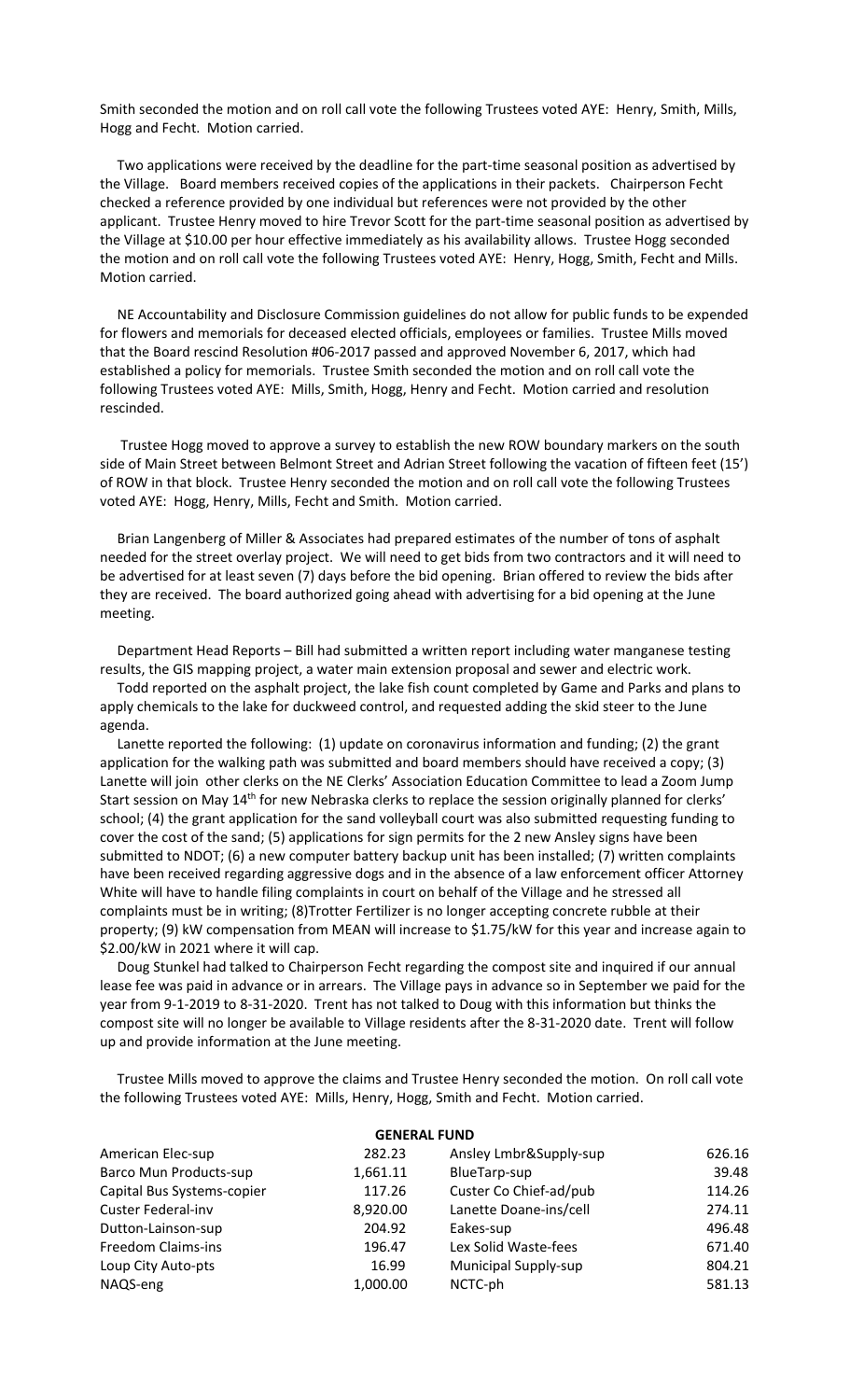Smith seconded the motion and on roll call vote the following Trustees voted AYE: Henry, Smith, Mills, Hogg and Fecht. Motion carried.

Two applications were received by the deadline for the part-time seasonal position as advertised by the Village. Board members received copies of the applications in their packets. Chairperson Fecht checked a reference provided by one individual but references were not provided by the other applicant. Trustee Henry moved to hire Trevor Scott for the part-time seasonal position as advertised by the Village at $10.00 per hour effective immediately as his availability allows. Trustee Hogg seconded the motion and on roll call vote the following Trustees voted AYE: Henry, Hogg, Smith, Fecht and Mills. Motion carried.

NE Accountability and Disclosure Commission guidelines do not allow for public funds to be expended for flowers and memorials for deceased elected officials, employees or families. Trustee Mills moved that the Board rescind Resolution #06-2017 passed and approved November 6, 2017, which had established a policy for memorials. Trustee Smith seconded the motion and on roll call vote the following Trustees voted AYE: Mills, Smith, Hogg, Henry and Fecht. Motion carried and resolution rescinded.

Trustee Hogg moved to approve a survey to establish the new ROW boundary markers on the south side of Main Street between Belmont Street and Adrian Street following the vacation of fifteen feet (15') of ROW in that block. Trustee Henry seconded the motion and on roll call vote the following Trustees voted AYE: Hogg, Henry, Mills, Fecht and Smith. Motion carried.

Brian Langenberg of Miller & Associates had prepared estimates of the number of tons of asphalt needed for the street overlay project. We will need to get bids from two contractors and it will need to be advertised for at least seven (7) days before the bid opening. Brian offered to review the bids after they are received. The board authorized going ahead with advertising for a bid opening at the June meeting.

Department Head Reports – Bill had submitted a written report including water manganese testing results, the GIS mapping project, a water main extension proposal and sewer and electric work.

Todd reported on the asphalt project, the lake fish count completed by Game and Parks and plans to apply chemicals to the lake for duckweed control, and requested adding the skid steer to the June agenda.

Lanette reported the following: (1) update on coronavirus information and funding; (2) the grant application for the walking path was submitted and board members should have received a copy; (3) Lanette will join other clerks on the NE Clerks' Association Education Committee to lead a Zoom Jump Start session on May 14th for new Nebraska clerks to replace the session originally planned for clerks' school; (4) the grant application for the sand volleyball court was also submitted requesting funding to cover the cost of the sand; (5) applications for sign permits for the 2 new Ansley signs have been submitted to NDOT; (6) a new computer battery backup unit has been installed; (7) written complaints have been received regarding aggressive dogs and in the absence of a law enforcement officer Attorney White will have to handle filing complaints in court on behalf of the Village and he stressed all complaints must be in writing; (8)Trotter Fertilizer is no longer accepting concrete rubble at their property; (9) kW compensation from MEAN will increase to $1.75/kW for this year and increase again to $2.00/kW in 2021 where it will cap.

Doug Stunkel had talked to Chairperson Fecht regarding the compost site and inquired if our annual lease fee was paid in advance or in arrears. The Village pays in advance so in September we paid for the year from 9-1-2019 to 8-31-2020. Trent has not talked to Doug with this information but thinks the compost site will no longer be available to Village residents after the 8-31-2020 date. Trent will follow up and provide information at the June meeting.

Trustee Mills moved to approve the claims and Trustee Henry seconded the motion. On roll call vote the following Trustees voted AYE: Mills, Henry, Hogg, Smith and Fecht. Motion carried.

**GENERAL FUND**

| | | | |
|---|---|---|---|
| American Elec-sup | 282.23 | Ansley Lmbr&Supply-sup | 626.16 |
| Barco Mun Products-sup | 1,661.11 | BlueTarp-sup | 39.48 |
| Capital Bus Systems-copier | 117.26 | Custer Co Chief-ad/pub | 114.26 |
| Custer Federal-inv | 8,920.00 | Lanette Doane-ins/cell | 274.11 |
| Dutton-Lainson-sup | 204.92 | Eakes-sup | 496.48 |
| Freedom Claims-ins | 196.47 | Lex Solid Waste-fees | 671.40 |
| Loup City Auto-pts | 16.99 | Municipal Supply-sup | 804.21 |
| NAQS-eng | 1,000.00 | NCTC-ph | 581.13 |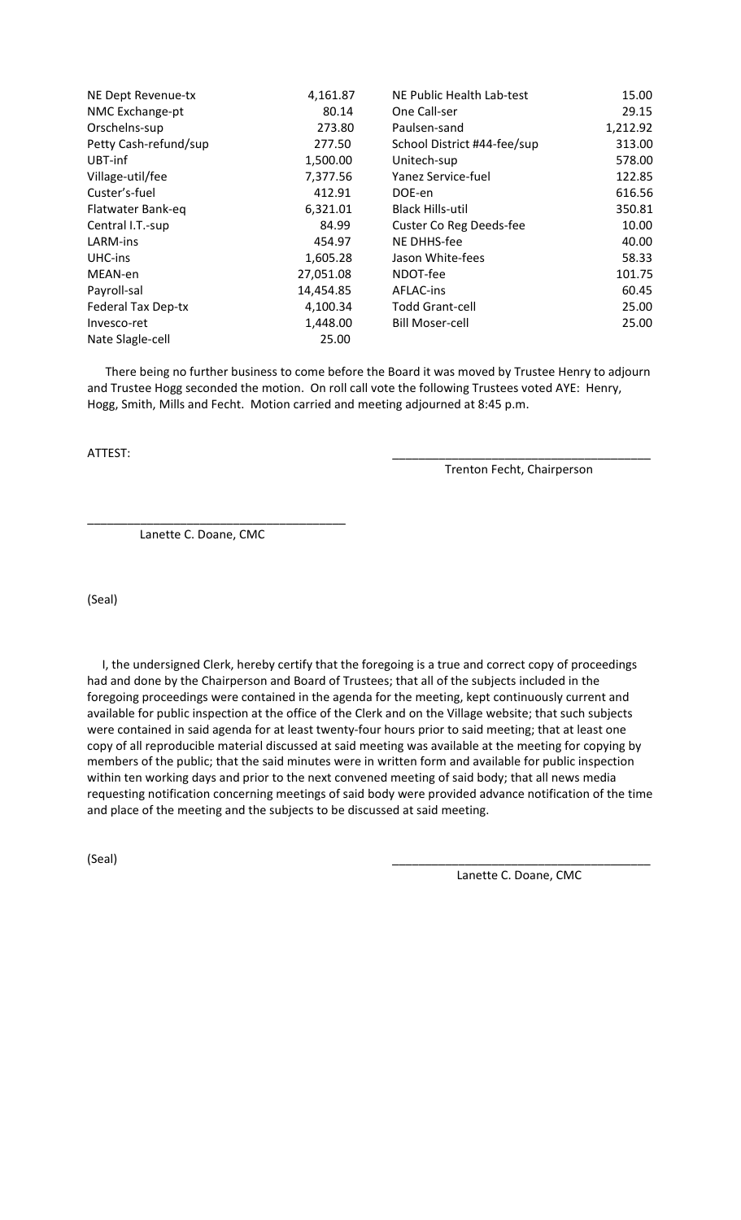| | | | |
|---|---|---|---|
| NE Dept Revenue-tx | 4,161.87 | NE Public Health Lab-test | 15.00 |
| NMC Exchange-pt | 80.14 | One Call-ser | 29.15 |
| Orschelns-sup | 273.80 | Paulsen-sand | 1,212.92 |
| Petty Cash-refund/sup | 277.50 | School District #44-fee/sup | 313.00 |
| UBT-inf | 1,500.00 | Unitech-sup | 578.00 |
| Village-util/fee | 7,377.56 | Yanez Service-fuel | 122.85 |
| Custer's-fuel | 412.91 | DOE-en | 616.56 |
| Flatwater Bank-eq | 6,321.01 | Black Hills-util | 350.81 |
| Central I.T.-sup | 84.99 | Custer Co Reg Deeds-fee | 10.00 |
| LARM-ins | 454.97 | NE DHHS-fee | 40.00 |
| UHC-ins | 1,605.28 | Jason White-fees | 58.33 |
| MEAN-en | 27,051.08 | NDOT-fee | 101.75 |
| Payroll-sal | 14,454.85 | AFLAC-ins | 60.45 |
| Federal Tax Dep-tx | 4,100.34 | Todd Grant-cell | 25.00 |
| Invesco-ret | 1,448.00 | Bill Moser-cell | 25.00 |
| Nate Slagle-cell | 25.00 | | |

There being no further business to come before the Board it was moved by Trustee Henry to adjourn and Trustee Hogg seconded the motion. On roll call vote the following Trustees voted AYE: Henry, Hogg, Smith, Mills and Fecht. Motion carried and meeting adjourned at 8:45 p.m.

ATTEST:

_______________________________________
Trenton Fecht, Chairperson

_______________________________________
Lanette C. Doane, CMC

(Seal)

I, the undersigned Clerk, hereby certify that the foregoing is a true and correct copy of proceedings had and done by the Chairperson and Board of Trustees; that all of the subjects included in the foregoing proceedings were contained in the agenda for the meeting, kept continuously current and available for public inspection at the office of the Clerk and on the Village website; that such subjects were contained in said agenda for at least twenty-four hours prior to said meeting; that at least one copy of all reproducible material discussed at said meeting was available at the meeting for copying by members of the public; that the said minutes were in written form and available for public inspection within ten working days and prior to the next convened meeting of said body; that all news media requesting notification concerning meetings of said body were provided advance notification of the time and place of the meeting and the subjects to be discussed at said meeting.

(Seal)

_______________________________________
Lanette C. Doane, CMC